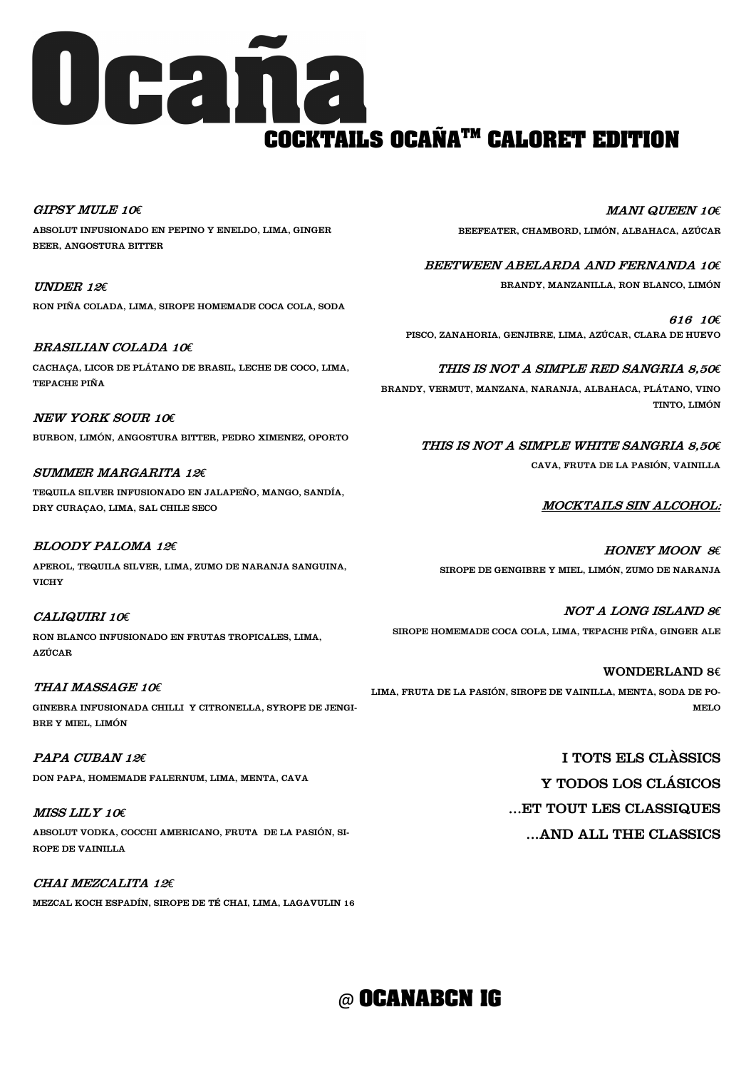# Ocaña

## COCKTAILS OCAÑA™ CALORET EDITION

*GIPSY MULE 10€*

ABSOLUT INFUSIONADO EN PEPINO Y ENELDO, LIMA, GINGER BEER, ANGOSTURA BITTER

*UNDER 12€*

RON PIÑA COLADA, LIMA, SIROPE HOMEMADE COCA COLA, SODA

*BRASILIAN COLADA 10€*

CACHAÇA, LICOR DE PLÁTANO DE BRASIL, LECHE DE COCO, LIMA, TEPACHE PIÑA

*NEW YORK SOUR 10€*

BURBON, LIMÓN, ANGOSTURA BITTER, PEDRO XIMENEZ, OPORTO

*SUMMER MARGARITA 12€*

TEQUILA SILVER INFUSIONADO EN JALAPEÑO, MANGO, SANDÍA, DRY CURAÇAO, LIMA, SAL CHILE SECO

*BLOODY PALOMA 12€*

APEROL, TEQUILA SILVER, LIMA, ZUMO DE NARANJA SANGUINA, VICHY

*CALIQUIRI 10€*

RON BLANCO INFUSIONADO EN FRUTAS TROPICALES, LIMA, AZÚCAR

*THAI MASSAGE 10€*

GINEBRA INFUSIONADA CHILLI Y CITRONELLA, SYROPE DE JENGIBRE Y MIEL, LIMÓN

*PAPA CUBAN 12€*

DON PAPA, HOMEMADE FALERNUM, LIMA, MENTA, CAVA

*MISS LILY 10€*

ABSOLUT VODKA, COCCHI AMERICANO, FRUTA DE LA PASIÓN, SIROPE DE VAINILLA

*CHAI MEZCALITA 12€*

MEZCAL KOCH ESPADÍN, SIROPE DE TÉ CHAI, LIMA, LAGAVULIN 16

*MANI QUEEN 10€*

BEEFEATER, CHAMBORD, LIMÓN, ALBAHACA, AZÚCAR

*BEETWEEN ABELARDA AND FERNANDA 10€*

BRANDY, MANZANILLA, RON BLANCO, LIMÓN

*616 10€*

PISCO, ZANAHORIA, GENJIBRE, LIMA, AZÚCAR, CLARA DE HUEVO

*THIS IS NOT A SIMPLE RED SANGRIA 8,50€*

BRANDY, VERMUT, MANZANA, NARANJA, ALBAHACA, PLÁTANO, VINO TINTO, LIMÓN

*THIS IS NOT A SIMPLE WHITE SANGRIA 8,50€*

CAVA, FRUTA DE LA PASIÓN, VAINILLA

*MOCKTAILS SIN ALCOHOL:*

*HONEY MOON 8€*

SIROPE DE GENGIBRE Y MIEL, LIMÓN, ZUMO DE NARANJA

*NOT A LONG ISLAND 8€*

SIROPE HOMEMADE COCA COLA, LIMA, TEPACHE PIÑA, GINGER ALE

WONDERLAND 8€

LIMA, FRUTA DE LA PASIÓN, SIROPE DE VAINILLA, MENTA, SODA DE POMELO

I TOTS ELS CLÀSSICS

Y TODOS LOS CLÁSICOS

...ET TOUT LES CLASSIQUES

...AND ALL THE CLASSICS

@ **OCANABCN IG**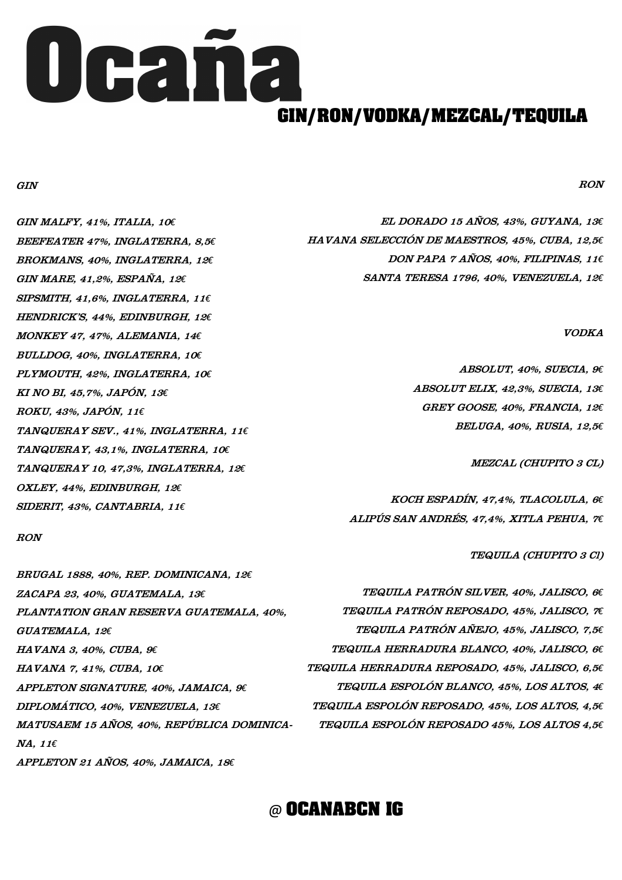# Ocaña

## GIN/RON/VODKA/MEZCAL/TEQUILA

### *GIN*

*GIN MALFY, 41%, ITALIA, 10€*
*BEEFEATER 47%, INGLATERRA, 8,5€*
*BROKMANS, 40%, INGLATERRA, 12€*
*GIN MARE, 41,2%, ESPAÑA, 12€*
*SIPSMITH, 41,6%, INGLATERRA, 11€*
*HENDRICK'S, 44%, EDINBURGH, 12€*
*MONKEY 47, 47%, ALEMANIA, 14€*
*BULLDOG, 40%, INGLATERRA, 10€*
*PLYMOUTH, 42%, INGLATERRA, 10€*
*KI NO BI, 45,7%, JAPÓN, 13€*
*ROKU, 43%, JAPÓN, 11€*
*TANQUERAY SEV., 41%, INGLATERRA, 11€*
*TANQUERAY, 43,1%, INGLATERRA, 10€*
*TANQUERAY 10, 47,3%, INGLATERRA, 12€*
*OXLEY, 44%, EDINBURGH, 12€*
*SIDERIT, 43%, CANTABRIA, 11€*

### *RON*

*BRUGAL 1888, 40%, REP. DOMINICANA, 12€*
*ZACAPA 23, 40%, GUATEMALA, 13€*
*PLANTATION GRAN RESERVA GUATEMALA, 40%, GUATEMALA, 12€*
*HAVANA 3, 40%, CUBA, 9€*
*HAVANA 7, 41%, CUBA, 10€*
*APPLETON SIGNATURE, 40%, JAMAICA, 9€*
*DIPLOMÁTICO, 40%, VENEZUELA, 13€*
*MATUSAEM 15 AÑOS, 40%, REPÚBLICA DOMINICANA, 11€*
*APPLETON 21 AÑOS, 40%, JAMAICA, 18€*

### *RON*

*EL DORADO 15 AÑOS, 43%, GUYANA, 13€*
*HAVANA SELECCIÓN DE MAESTROS, 45%, CUBA, 12,5€*
*DON PAPA 7 AÑOS, 40%, FILIPINAS, 11€*
*SANTA TERESA 1796, 40%, VENEZUELA, 12€*

### *VODKA*

*ABSOLUT, 40%, SUECIA, 9€*
*ABSOLUT ELIX, 42,3%, SUECIA, 13€*
*GREY GOOSE, 40%, FRANCIA, 12€*
*BELUGA, 40%, RUSIA, 12,5€*

### *MEZCAL (CHUPITO 3 CL)*

*KOCH ESPADÍN, 47,4%, TLACOLULA, 6€*
*ALIPÚS SAN ANDRÉS, 47,4%, XITLA PEHUA, 7€*

### *TEQUILA (CHUPITO 3 Cl)*

*TEQUILA PATRÓN SILVER, 40%, JALISCO, 6€*
*TEQUILA PATRÓN REPOSADO, 45%, JALISCO, 7€*
*TEQUILA PATRÓN AÑEJO, 45%, JALISCO, 7,5€*
*TEQUILA HERRADURA BLANCO, 40%, JALISCO, 6€*
*TEQUILA HERRADURA REPOSADO, 45%, JALISCO, 6,5€*
*TEQUILA ESPOLÓN BLANCO, 45%, LOS ALTOS, 4€*
*TEQUILA ESPOLÓN REPOSADO, 45%, LOS ALTOS, 4,5€*
*TEQUILA ESPOLÓN REPOSADO 45%, LOS ALTOS 4,5€*

**@ OCANABCN IG**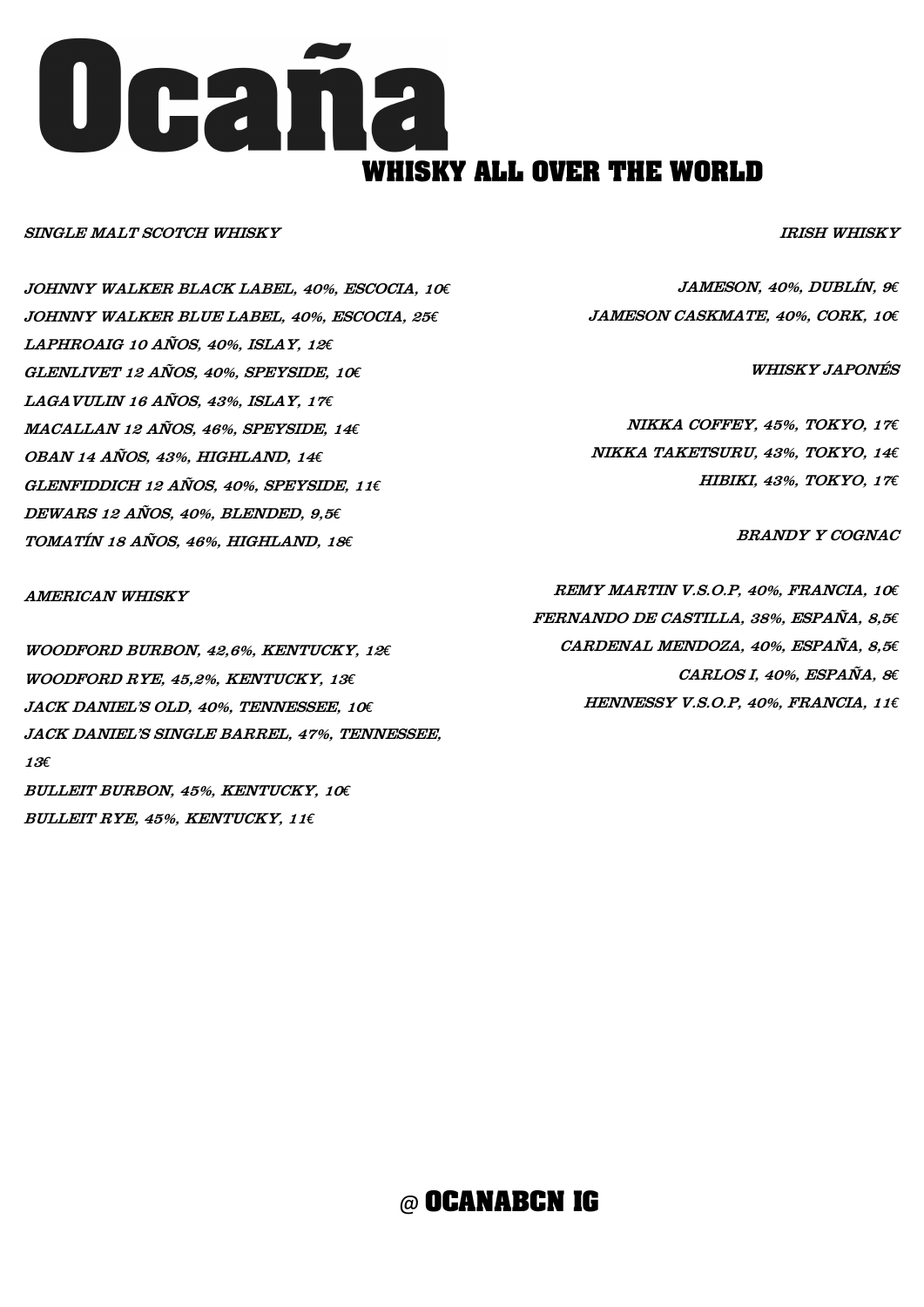# Ocaña

## WHISKY ALL OVER THE WORLD

*SINGLE MALT SCOTCH WHISKY*

*JOHNNY WALKER BLACK LABEL, 40%, ESCOCIA, 10€*
*JOHNNY WALKER BLUE LABEL, 40%, ESCOCIA, 25€*
*LAPHROAIG 10 AÑOS, 40%, ISLAY, 12€*
*GLENLIVET 12 AÑOS, 40%, SPEYSIDE, 10€*
*LAGAVULIN 16 AÑOS, 43%, ISLAY, 17€*
*MACALLAN 12 AÑOS, 46%, SPEYSIDE, 14€*
*OBAN 14 AÑOS, 43%, HIGHLAND, 14€*
*GLENFIDDICH 12 AÑOS, 40%, SPEYSIDE, 11€*
*DEWARS 12 AÑOS, 40%, BLENDED, 9,5€*
*TOMATÍN 18 AÑOS, 46%, HIGHLAND, 18€*

*AMERICAN WHISKY*

*WOODFORD BURBON, 42,6%, KENTUCKY, 12€*
*WOODFORD RYE, 45,2%, KENTUCKY, 13€*
*JACK DANIEL'S OLD, 40%, TENNESSEE, 10€*
*JACK DANIEL'S SINGLE BARREL, 47%, TENNESSEE, 13€*
*BULLEIT BURBON, 45%, KENTUCKY, 10€*
*BULLEIT RYE, 45%, KENTUCKY, 11€*

*IRISH WHISKY*

*JAMESON, 40%, DUBLÍN, 9€*
*JAMESON CASKMATE, 40%, CORK, 10€*

*WHISKY JAPONÉS*

*NIKKA COFFEY, 45%, TOKYO, 17€*
*NIKKA TAKETSURU, 43%, TOKYO, 14€*
*HIBIKI, 43%, TOKYO, 17€*

*BRANDY Y COGNAC*

*REMY MARTIN V.S.O.P, 40%, FRANCIA, 10€*
*FERNANDO DE CASTILLA, 38%, ESPAÑA, 8,5€*
*CARDENAL MENDOZA, 40%, ESPAÑA, 8,5€*
*CARLOS I, 40%, ESPAÑA, 8€*
*HENNESSY V.S.O.P, 40%, FRANCIA, 11€*

@ **OCANABCN IG**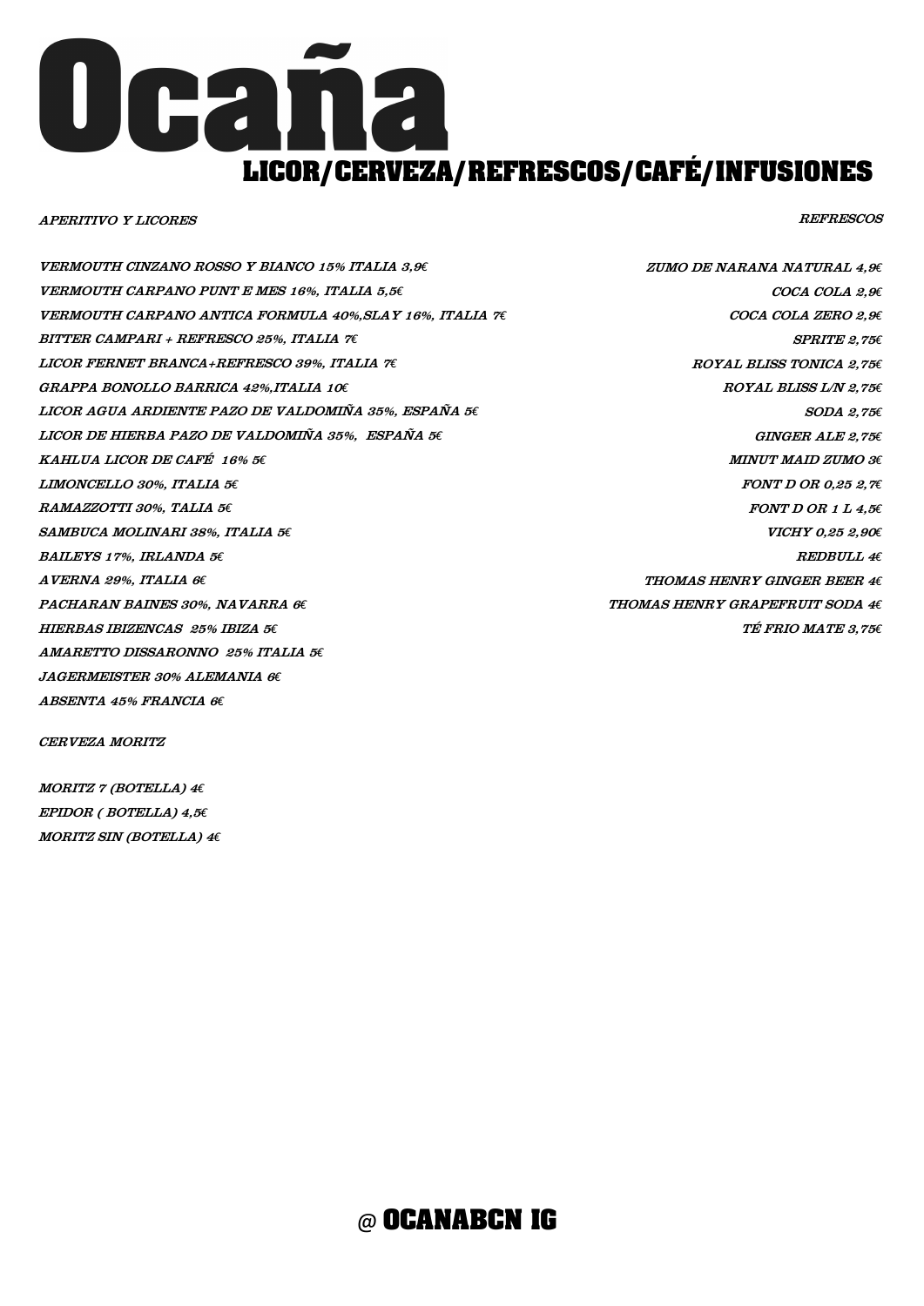# Ocaña

## LICOR/CERVEZA/REFRESCOS/CAFÉ/INFUSIONES

### *APERITIVO Y LICORES*

*VERMOUTH CINZANO ROSSO Y BIANCO 15% ITALIA 3,9€*
*VERMOUTH CARPANO PUNT E MES 16%, ITALIA 5,5€*
*VERMOUTH CARPANO ANTICA FORMULA 40%,SLAY 16%, ITALIA 7€*
*BITTER CAMPARI + REFRESCO 25%, ITALIA 7€*
*LICOR FERNET BRANCA+REFRESCO 39%, ITALIA 7€*
*GRAPPA BONOLLO BARRICA 42%,ITALIA 10€*
*LICOR AGUA ARDIENTE PAZO DE VALDOMIÑA 35%, ESPAÑA 5€*
*LICOR DE HIERBA PAZO DE VALDOMIÑA 35%, ESPAÑA 5€*
*KAHLUA LICOR DE CAFÉ 16% 5€*
*LIMONCELLO 30%, ITALIA 5€*
*RAMAZZOTTI 30%, TALIA 5€*
*SAMBUCA MOLINARI 38%, ITALIA 5€*
*BAILEYS 17%, IRLANDA 5€*
*AVERNA 29%, ITALIA 6€*
*PACHARAN BAINES 30%, NAVARRA 6€*
*HIERBAS IBIZENCAS 25% IBIZA 5€*
*AMARETTO DISSARONNO 25% ITALIA 5€*
*JAGERMEISTER 30% ALEMANIA 6€*
*ABSENTA 45% FRANCIA 6€*

### *CERVEZA MORITZ*

*MORITZ 7 (BOTELLA) 4€*
*EPIDOR ( BOTELLA) 4,5€*
*MORITZ SIN (BOTELLA) 4€*

### *REFRESCOS*

*ZUMO DE NARANA NATURAL 4,9€*
*COCA COLA 2,9€*
*COCA COLA ZERO 2,9€*
*SPRITE 2,75€*
*ROYAL BLISS TONICA 2,75€*
*ROYAL BLISS L/N 2,75€*
*SODA 2,75€*
*GINGER ALE 2,75€*
*MINUT MAID ZUMO 3€*
*FONT D OR 0,25 2,7€*
*FONT D OR 1 L 4,5€*
*VICHY 0,25 2,90€*
*REDBULL 4€*
*THOMAS HENRY GINGER BEER 4€*
*THOMAS HENRY GRAPEFRUIT SODA 4€*
*TÉ FRIO MATE 3,75€*

@ **OCANABCN IG**